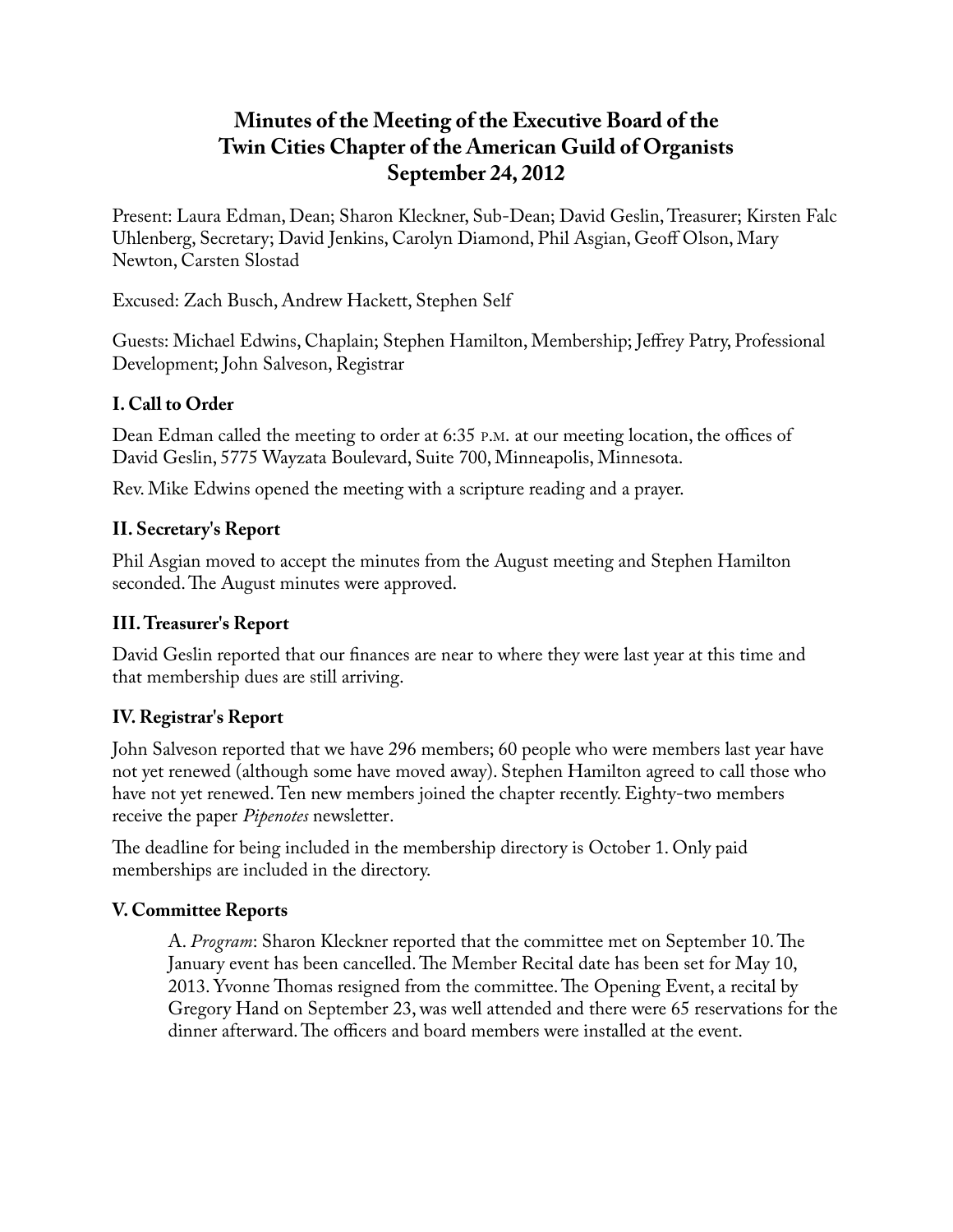# Minutes of the Meeting of the Executive Board of the Twin Cities Chapter of the American Guild of Organists
## September 24, 2012

Present: Laura Edman, Dean; Sharon Kleckner, Sub-Dean; David Geslin, Treasurer; Kirsten Falc Uhlenberg, Secretary; David Jenkins, Carolyn Diamond, Phil Asgian, Geoff Olson, Mary Newton, Carsten Slostad

Excused: Zach Busch, Andrew Hackett, Stephen Self

Guests: Michael Edwins, Chaplain; Stephen Hamilton, Membership; Jeffrey Patry, Professional Development; John Salveson, Registrar

### I. Call to Order

Dean Edman called the meeting to order at 6:35 P.M. at our meeting location, the offices of David Geslin, 5775 Wayzata Boulevard, Suite 700, Minneapolis, Minnesota.

Rev. Mike Edwins opened the meeting with a scripture reading and a prayer.

### II. Secretary's Report

Phil Asgian moved to accept the minutes from the August meeting and Stephen Hamilton seconded. The August minutes were approved.

### III. Treasurer's Report

David Geslin reported that our finances are near to where they were last year at this time and that membership dues are still arriving.

### IV. Registrar's Report

John Salveson reported that we have 296 members; 60 people who were members last year have not yet renewed (although some have moved away). Stephen Hamilton agreed to call those who have not yet renewed. Ten new members joined the chapter recently. Eighty-two members receive the paper *Pipenotes* newsletter.

The deadline for being included in the membership directory is October 1. Only paid memberships are included in the directory.

### V. Committee Reports

A. *Program*: Sharon Kleckner reported that the committee met on September 10. The January event has been cancelled. The Member Recital date has been set for May 10, 2013. Yvonne Thomas resigned from the committee. The Opening Event, a recital by Gregory Hand on September 23, was well attended and there were 65 reservations for the dinner afterward. The officers and board members were installed at the event.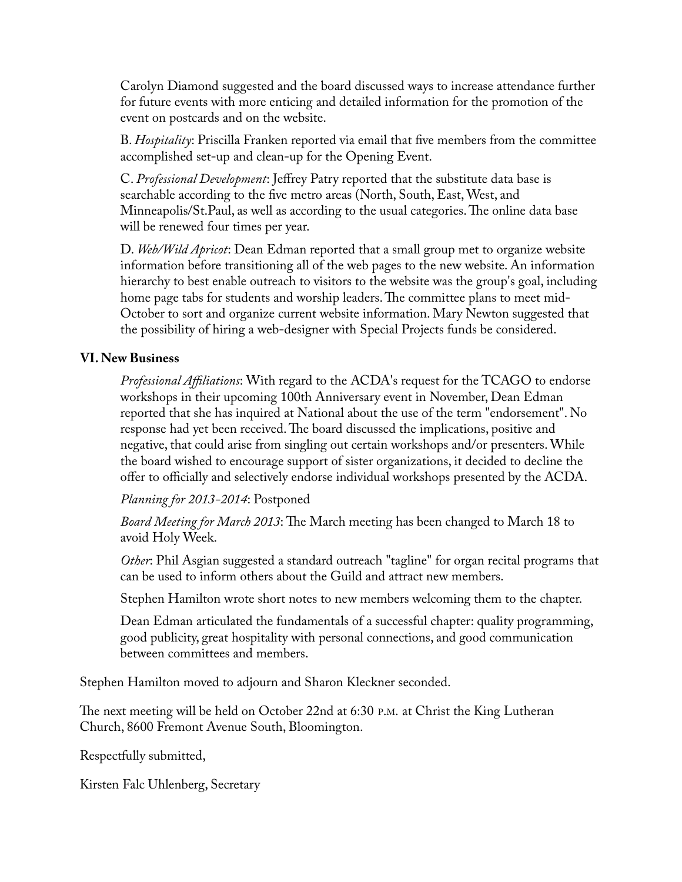Carolyn Diamond suggested and the board discussed ways to increase attendance further for future events with more enticing and detailed information for the promotion of the event on postcards and on the website.

B. *Hospitality*: Priscilla Franken reported via email that five members from the committee accomplished set-up and clean-up for the Opening Event.

C. *Professional Development*: Jeffrey Patry reported that the substitute data base is searchable according to the five metro areas (North, South, East, West, and Minneapolis/St.Paul, as well as according to the usual categories. The online data base will be renewed four times per year.

D. *Web/Wild Apricot*: Dean Edman reported that a small group met to organize website information before transitioning all of the web pages to the new website. An information hierarchy to best enable outreach to visitors to the website was the group's goal, including home page tabs for students and worship leaders. The committee plans to meet mid-October to sort and organize current website information. Mary Newton suggested that the possibility of hiring a web-designer with Special Projects funds be considered.

**VI. New Business**

*Professional Affiliations*: With regard to the ACDA's request for the TCAGO to endorse workshops in their upcoming 100th Anniversary event in November, Dean Edman reported that she has inquired at National about the use of the term "endorsement". No response had yet been received. The board discussed the implications, positive and negative, that could arise from singling out certain workshops and/or presenters. While the board wished to encourage support of sister organizations, it decided to decline the offer to officially and selectively endorse individual workshops presented by the ACDA.

*Planning for 2013-2014*: Postponed

*Board Meeting for March 2013*: The March meeting has been changed to March 18 to avoid Holy Week.

*Other*: Phil Asgian suggested a standard outreach "tagline" for organ recital programs that can be used to inform others about the Guild and attract new members.

Stephen Hamilton wrote short notes to new members welcoming them to the chapter.

Dean Edman articulated the fundamentals of a successful chapter: quality programming, good publicity, great hospitality with personal connections, and good communication between committees and members.

Stephen Hamilton moved to adjourn and Sharon Kleckner seconded.

The next meeting will be held on October 22nd at 6:30 P.M. at Christ the King Lutheran Church, 8600 Fremont Avenue South, Bloomington.

Respectfully submitted,

Kirsten Falc Uhlenberg, Secretary